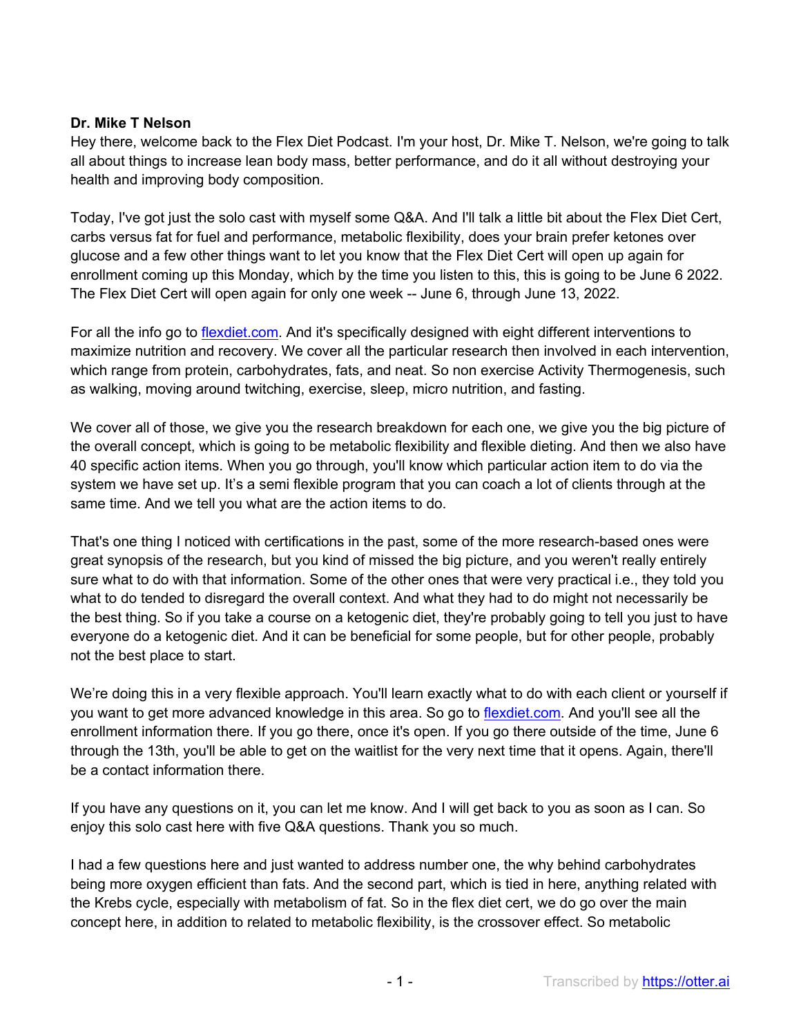**Dr. Mike T Nelson**

Hey there, welcome back to the Flex Diet Podcast. I'm your host, Dr. Mike T. Nelson, we're going to talk all about things to increase lean body mass, better performance, and do it all without destroying your health and improving body composition.

Today, I've got just the solo cast with myself some Q&A. And I'll talk a little bit about the Flex Diet Cert, carbs versus fat for fuel and performance, metabolic flexibility, does your brain prefer ketones over glucose and a few other things want to let you know that the Flex Diet Cert will open up again for enrollment coming up this Monday, which by the time you listen to this, this is going to be June 6 2022. The Flex Diet Cert will open again for only one week -- June 6, through June 13, 2022.

For all the info go to [flexdiet.com](https://flexdiet.com). And it's specifically designed with eight different interventions to maximize nutrition and recovery. We cover all the particular research then involved in each intervention, which range from protein, carbohydrates, fats, and neat. So non exercise Activity Thermogenesis, such as walking, moving around twitching, exercise, sleep, micro nutrition, and fasting.

We cover all of those, we give you the research breakdown for each one, we give you the big picture of the overall concept, which is going to be metabolic flexibility and flexible dieting. And then we also have 40 specific action items. When you go through, you'll know which particular action item to do via the system we have set up. It's a semi flexible program that you can coach a lot of clients through at the same time. And we tell you what are the action items to do.

That's one thing I noticed with certifications in the past, some of the more research-based ones were great synopsis of the research, but you kind of missed the big picture, and you weren't really entirely sure what to do with that information. Some of the other ones that were very practical i.e., they told you what to do tended to disregard the overall context. And what they had to do might not necessarily be the best thing. So if you take a course on a ketogenic diet, they're probably going to tell you just to have everyone do a ketogenic diet. And it can be beneficial for some people, but for other people, probably not the best place to start.

We're doing this in a very flexible approach. You'll learn exactly what to do with each client or yourself if you want to get more advanced knowledge in this area. So go to [flexdiet.com](https://flexdiet.com). And you'll see all the enrollment information there. If you go there, once it's open. If you go there outside of the time, June 6 through the 13th, you'll be able to get on the waitlist for the very next time that it opens. Again, there'll be a contact information there.

If you have any questions on it, you can let me know. And I will get back to you as soon as I can. So enjoy this solo cast here with five Q&A questions. Thank you so much.

I had a few questions here and just wanted to address number one, the why behind carbohydrates being more oxygen efficient than fats. And the second part, which is tied in here, anything related with the Krebs cycle, especially with metabolism of fat. So in the flex diet cert, we do go over the main concept here, in addition to related to metabolic flexibility, is the crossover effect. So metabolic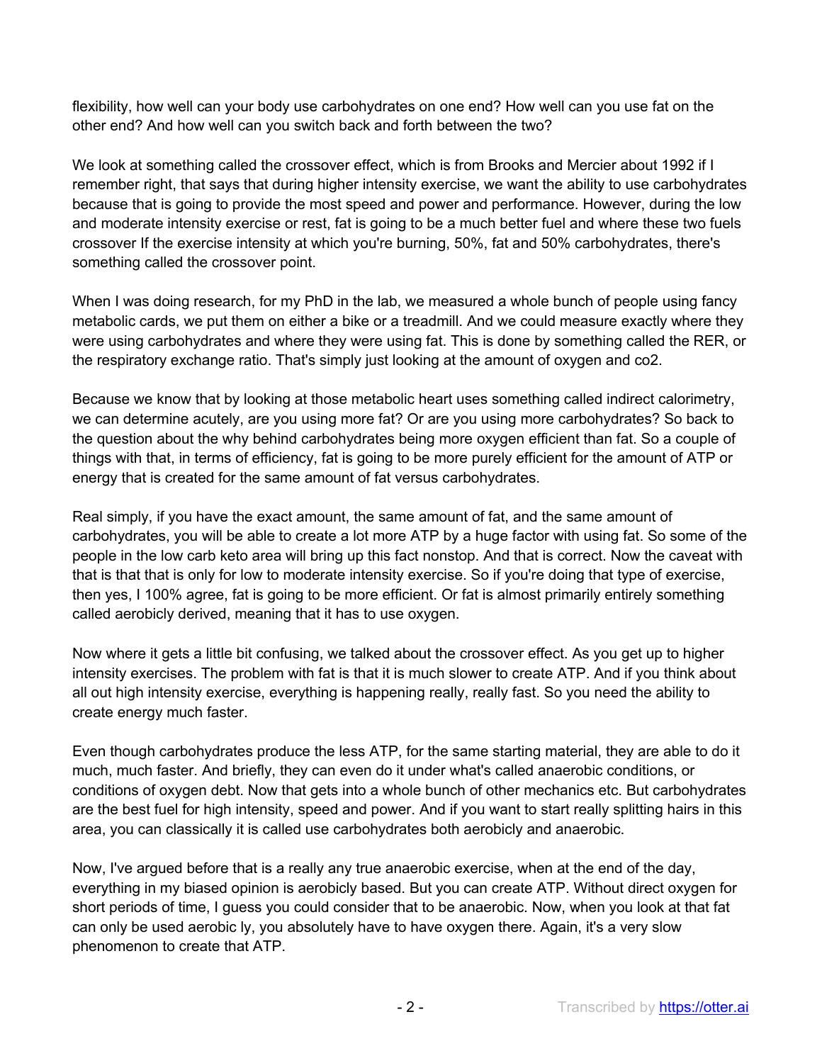flexibility, how well can your body use carbohydrates on one end? How well can you use fat on the other end? And how well can you switch back and forth between the two?

We look at something called the crossover effect, which is from Brooks and Mercier about 1992 if I remember right, that says that during higher intensity exercise, we want the ability to use carbohydrates because that is going to provide the most speed and power and performance. However, during the low and moderate intensity exercise or rest, fat is going to be a much better fuel and where these two fuels crossover If the exercise intensity at which you're burning, 50%, fat and 50% carbohydrates, there's something called the crossover point.

When I was doing research, for my PhD in the lab, we measured a whole bunch of people using fancy metabolic cards, we put them on either a bike or a treadmill. And we could measure exactly where they were using carbohydrates and where they were using fat. This is done by something called the RER, or the respiratory exchange ratio. That's simply just looking at the amount of oxygen and co2.

Because we know that by looking at those metabolic heart uses something called indirect calorimetry, we can determine acutely, are you using more fat? Or are you using more carbohydrates? So back to the question about the why behind carbohydrates being more oxygen efficient than fat. So a couple of things with that, in terms of efficiency, fat is going to be more purely efficient for the amount of ATP or energy that is created for the same amount of fat versus carbohydrates.

Real simply, if you have the exact amount, the same amount of fat, and the same amount of carbohydrates, you will be able to create a lot more ATP by a huge factor with using fat. So some of the people in the low carb keto area will bring up this fact nonstop. And that is correct. Now the caveat with that is that that is only for low to moderate intensity exercise. So if you're doing that type of exercise, then yes, I 100% agree, fat is going to be more efficient. Or fat is almost primarily entirely something called aerobicly derived, meaning that it has to use oxygen.

Now where it gets a little bit confusing, we talked about the crossover effect. As you get up to higher intensity exercises. The problem with fat is that it is much slower to create ATP. And if you think about all out high intensity exercise, everything is happening really, really fast. So you need the ability to create energy much faster.

Even though carbohydrates produce the less ATP, for the same starting material, they are able to do it much, much faster. And briefly, they can even do it under what's called anaerobic conditions, or conditions of oxygen debt. Now that gets into a whole bunch of other mechanics etc. But carbohydrates are the best fuel for high intensity, speed and power. And if you want to start really splitting hairs in this area, you can classically it is called use carbohydrates both aerobicly and anaerobic.

Now, I've argued before that is a really any true anaerobic exercise, when at the end of the day, everything in my biased opinion is aerobicly based. But you can create ATP. Without direct oxygen for short periods of time, I guess you could consider that to be anaerobic. Now, when you look at that fat can only be used aerobic ly, you absolutely have to have oxygen there. Again, it's a very slow phenomenon to create that ATP.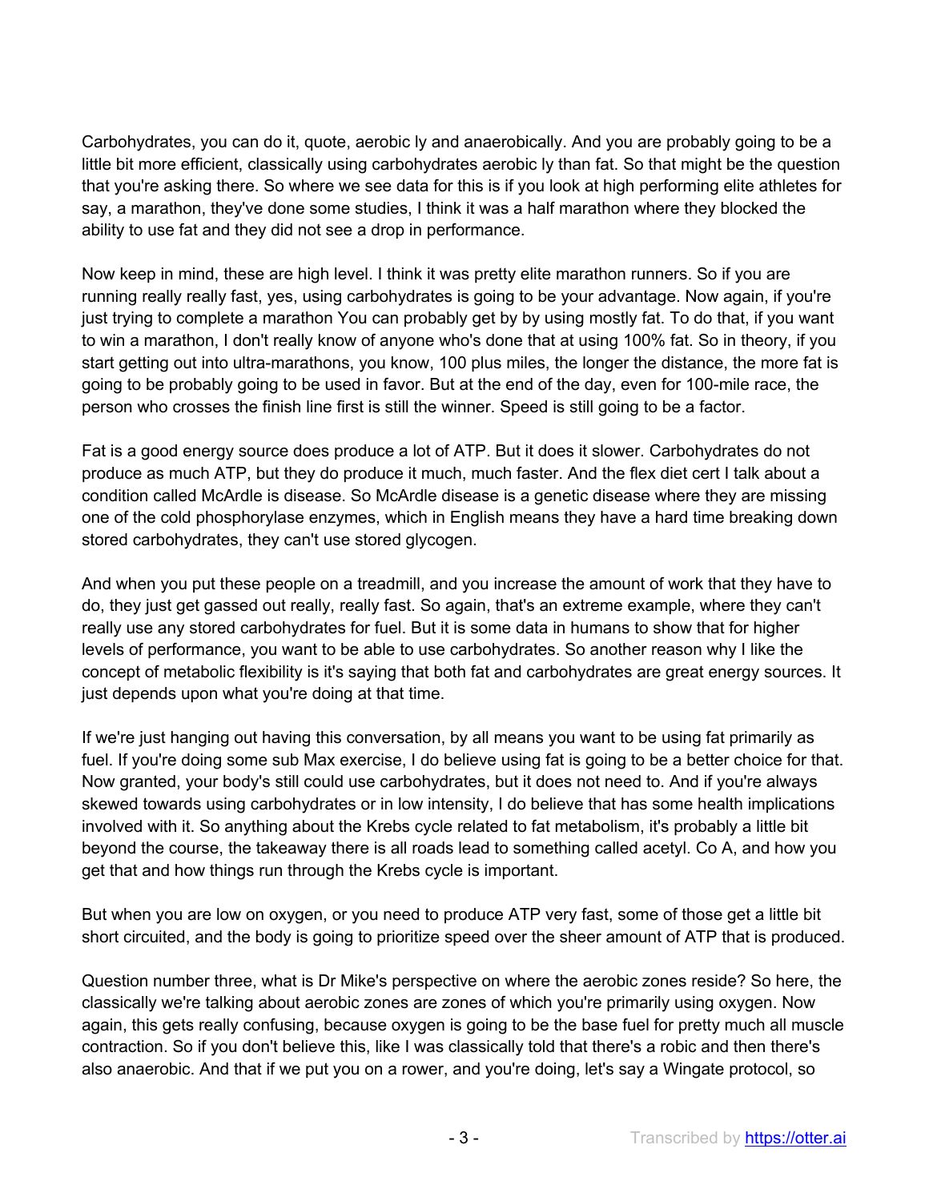Carbohydrates, you can do it, quote, aerobic ly and anaerobically. And you are probably going to be a little bit more efficient, classically using carbohydrates aerobic ly than fat. So that might be the question that you're asking there. So where we see data for this is if you look at high performing elite athletes for say, a marathon, they've done some studies, I think it was a half marathon where they blocked the ability to use fat and they did not see a drop in performance.

Now keep in mind, these are high level. I think it was pretty elite marathon runners. So if you are running really really fast, yes, using carbohydrates is going to be your advantage. Now again, if you're just trying to complete a marathon You can probably get by by using mostly fat. To do that, if you want to win a marathon, I don't really know of anyone who's done that at using 100% fat. So in theory, if you start getting out into ultra-marathons, you know, 100 plus miles, the longer the distance, the more fat is going to be probably going to be used in favor. But at the end of the day, even for 100-mile race, the person who crosses the finish line first is still the winner. Speed is still going to be a factor.

Fat is a good energy source does produce a lot of ATP. But it does it slower. Carbohydrates do not produce as much ATP, but they do produce it much, much faster. And the flex diet cert I talk about a condition called McArdle is disease. So McArdle disease is a genetic disease where they are missing one of the cold phosphorylase enzymes, which in English means they have a hard time breaking down stored carbohydrates, they can't use stored glycogen.

And when you put these people on a treadmill, and you increase the amount of work that they have to do, they just get gassed out really, really fast. So again, that's an extreme example, where they can't really use any stored carbohydrates for fuel. But it is some data in humans to show that for higher levels of performance, you want to be able to use carbohydrates. So another reason why I like the concept of metabolic flexibility is it's saying that both fat and carbohydrates are great energy sources. It just depends upon what you're doing at that time.

If we're just hanging out having this conversation, by all means you want to be using fat primarily as fuel. If you're doing some sub Max exercise, I do believe using fat is going to be a better choice for that. Now granted, your body's still could use carbohydrates, but it does not need to. And if you're always skewed towards using carbohydrates or in low intensity, I do believe that has some health implications involved with it. So anything about the Krebs cycle related to fat metabolism, it's probably a little bit beyond the course, the takeaway there is all roads lead to something called acetyl. Co A, and how you get that and how things run through the Krebs cycle is important.

But when you are low on oxygen, or you need to produce ATP very fast, some of those get a little bit short circuited, and the body is going to prioritize speed over the sheer amount of ATP that is produced.

Question number three, what is Dr Mike's perspective on where the aerobic zones reside? So here, the classically we're talking about aerobic zones are zones of which you're primarily using oxygen. Now again, this gets really confusing, because oxygen is going to be the base fuel for pretty much all muscle contraction. So if you don't believe this, like I was classically told that there's a robic and then there's also anaerobic. And that if we put you on a rower, and you're doing, let's say a Wingate protocol, so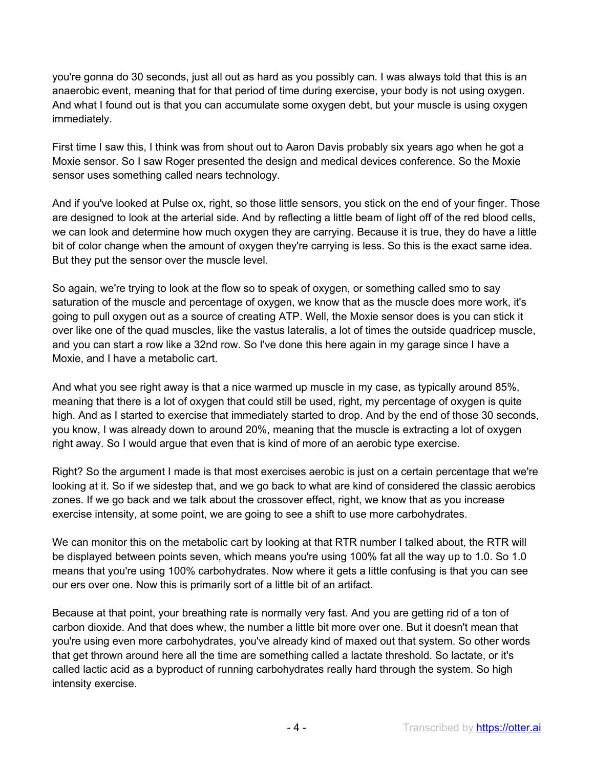you're gonna do 30 seconds, just all out as hard as you possibly can. I was always told that this is an anaerobic event, meaning that for that period of time during exercise, your body is not using oxygen. And what I found out is that you can accumulate some oxygen debt, but your muscle is using oxygen immediately.

First time I saw this, I think was from shout out to Aaron Davis probably six years ago when he got a Moxie sensor. So I saw Roger presented the design and medical devices conference. So the Moxie sensor uses something called nears technology.

And if you've looked at Pulse ox, right, so those little sensors, you stick on the end of your finger. Those are designed to look at the arterial side. And by reflecting a little beam of light off of the red blood cells, we can look and determine how much oxygen they are carrying. Because it is true, they do have a little bit of color change when the amount of oxygen they're carrying is less. So this is the exact same idea. But they put the sensor over the muscle level.

So again, we're trying to look at the flow so to speak of oxygen, or something called smo to say saturation of the muscle and percentage of oxygen, we know that as the muscle does more work, it's going to pull oxygen out as a source of creating ATP. Well, the Moxie sensor does is you can stick it over like one of the quad muscles, like the vastus lateralis, a lot of times the outside quadricep muscle, and you can start a row like a 32nd row. So I've done this here again in my garage since I have a Moxie, and I have a metabolic cart.

And what you see right away is that a nice warmed up muscle in my case, as typically around 85%, meaning that there is a lot of oxygen that could still be used, right, my percentage of oxygen is quite high. And as I started to exercise that immediately started to drop. And by the end of those 30 seconds, you know, I was already down to around 20%, meaning that the muscle is extracting a lot of oxygen right away. So I would argue that even that is kind of more of an aerobic type exercise.

Right? So the argument I made is that most exercises aerobic is just on a certain percentage that we're looking at it. So if we sidestep that, and we go back to what are kind of considered the classic aerobics zones. If we go back and we talk about the crossover effect, right, we know that as you increase exercise intensity, at some point, we are going to see a shift to use more carbohydrates.

We can monitor this on the metabolic cart by looking at that RTR number I talked about, the RTR will be displayed between points seven, which means you're using 100% fat all the way up to 1.0. So 1.0 means that you're using 100% carbohydrates. Now where it gets a little confusing is that you can see our ers over one. Now this is primarily sort of a little bit of an artifact.

Because at that point, your breathing rate is normally very fast. And you are getting rid of a ton of carbon dioxide. And that does whew, the number a little bit more over one. But it doesn't mean that you're using even more carbohydrates, you've already kind of maxed out that system. So other words that get thrown around here all the time are something called a lactate threshold. So lactate, or it's called lactic acid as a byproduct of running carbohydrates really hard through the system. So high intensity exercise.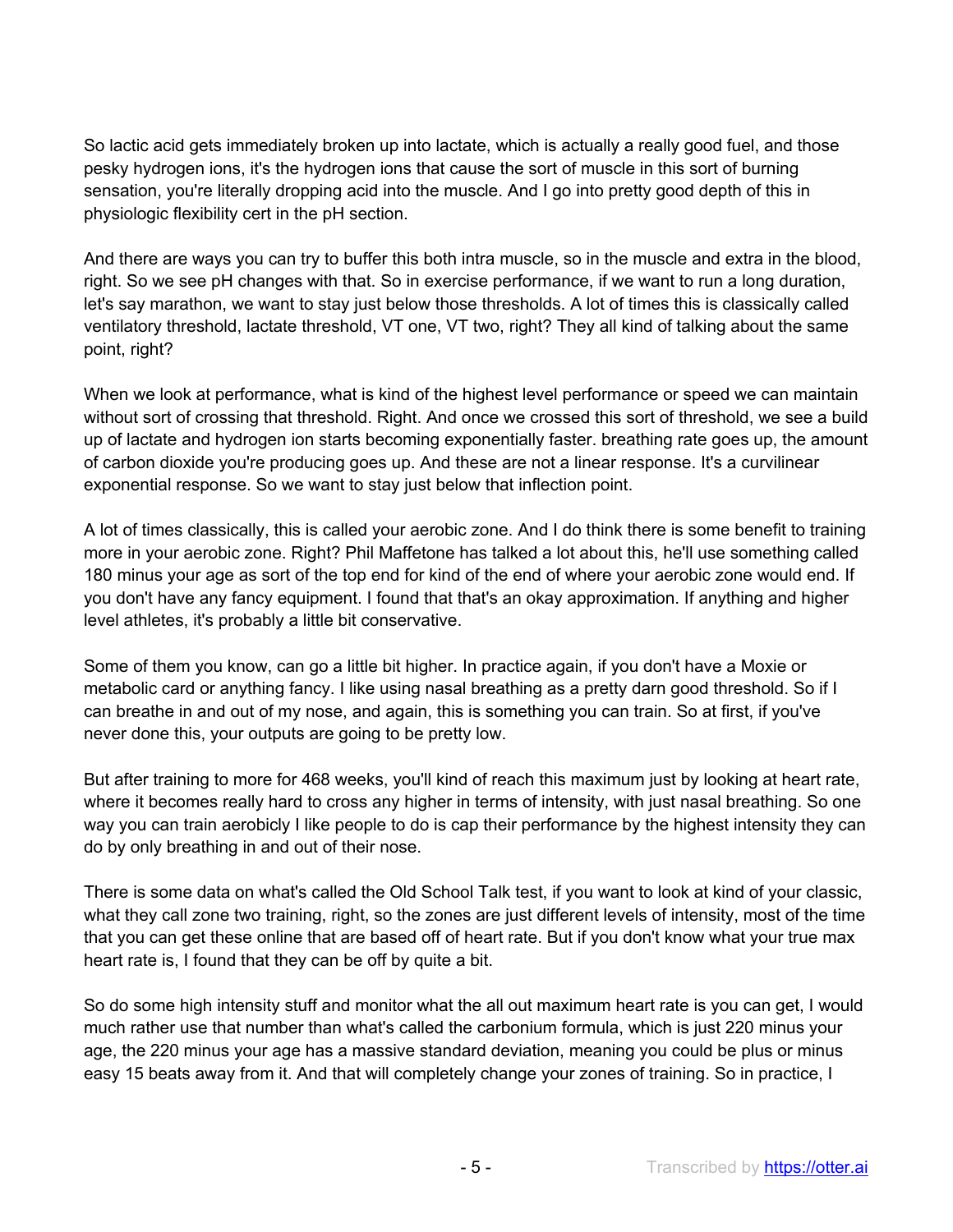So lactic acid gets immediately broken up into lactate, which is actually a really good fuel, and those pesky hydrogen ions, it's the hydrogen ions that cause the sort of muscle in this sort of burning sensation, you're literally dropping acid into the muscle. And I go into pretty good depth of this in physiologic flexibility cert in the pH section.

And there are ways you can try to buffer this both intra muscle, so in the muscle and extra in the blood, right. So we see pH changes with that. So in exercise performance, if we want to run a long duration, let's say marathon, we want to stay just below those thresholds. A lot of times this is classically called ventilatory threshold, lactate threshold, VT one, VT two, right? They all kind of talking about the same point, right?

When we look at performance, what is kind of the highest level performance or speed we can maintain without sort of crossing that threshold. Right. And once we crossed this sort of threshold, we see a build up of lactate and hydrogen ion starts becoming exponentially faster. breathing rate goes up, the amount of carbon dioxide you're producing goes up. And these are not a linear response. It's a curvilinear exponential response. So we want to stay just below that inflection point.

A lot of times classically, this is called your aerobic zone. And I do think there is some benefit to training more in your aerobic zone. Right? Phil Maffetone has talked a lot about this, he'll use something called 180 minus your age as sort of the top end for kind of the end of where your aerobic zone would end. If you don't have any fancy equipment. I found that that's an okay approximation. If anything and higher level athletes, it's probably a little bit conservative.

Some of them you know, can go a little bit higher. In practice again, if you don't have a Moxie or metabolic card or anything fancy. I like using nasal breathing as a pretty darn good threshold. So if I can breathe in and out of my nose, and again, this is something you can train. So at first, if you've never done this, your outputs are going to be pretty low.

But after training to more for 468 weeks, you'll kind of reach this maximum just by looking at heart rate, where it becomes really hard to cross any higher in terms of intensity, with just nasal breathing. So one way you can train aerobicly I like people to do is cap their performance by the highest intensity they can do by only breathing in and out of their nose.

There is some data on what's called the Old School Talk test, if you want to look at kind of your classic, what they call zone two training, right, so the zones are just different levels of intensity, most of the time that you can get these online that are based off of heart rate. But if you don't know what your true max heart rate is, I found that they can be off by quite a bit.

So do some high intensity stuff and monitor what the all out maximum heart rate is you can get, I would much rather use that number than what's called the carbonium formula, which is just 220 minus your age, the 220 minus your age has a massive standard deviation, meaning you could be plus or minus easy 15 beats away from it. And that will completely change your zones of training. So in practice, I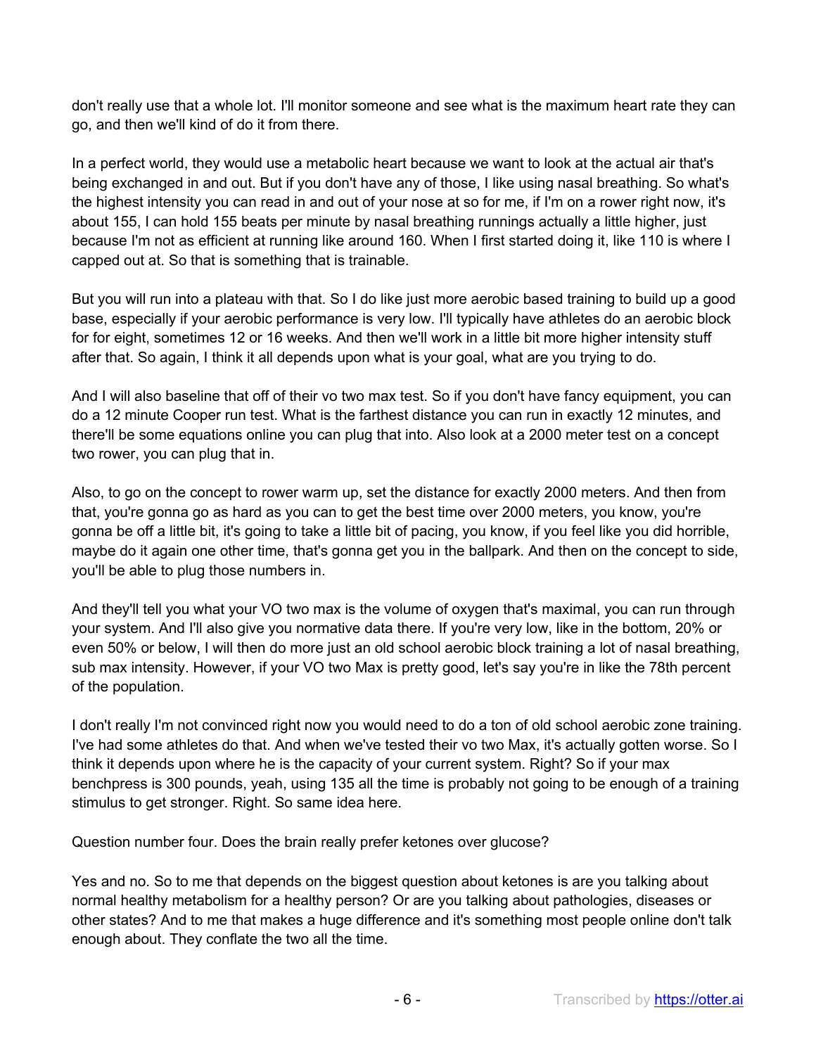don't really use that a whole lot. I'll monitor someone and see what is the maximum heart rate they can go, and then we'll kind of do it from there.

In a perfect world, they would use a metabolic heart because we want to look at the actual air that's being exchanged in and out. But if you don't have any of those, I like using nasal breathing. So what's the highest intensity you can read in and out of your nose at so for me, if I'm on a rower right now, it's about 155, I can hold 155 beats per minute by nasal breathing runnings actually a little higher, just because I'm not as efficient at running like around 160. When I first started doing it, like 110 is where I capped out at. So that is something that is trainable.

But you will run into a plateau with that. So I do like just more aerobic based training to build up a good base, especially if your aerobic performance is very low. I'll typically have athletes do an aerobic block for for eight, sometimes 12 or 16 weeks. And then we'll work in a little bit more higher intensity stuff after that. So again, I think it all depends upon what is your goal, what are you trying to do.

And I will also baseline that off of their vo two max test. So if you don't have fancy equipment, you can do a 12 minute Cooper run test. What is the farthest distance you can run in exactly 12 minutes, and there'll be some equations online you can plug that into. Also look at a 2000 meter test on a concept two rower, you can plug that in.

Also, to go on the concept to rower warm up, set the distance for exactly 2000 meters. And then from that, you're gonna go as hard as you can to get the best time over 2000 meters, you know, you're gonna be off a little bit, it's going to take a little bit of pacing, you know, if you feel like you did horrible, maybe do it again one other time, that's gonna get you in the ballpark. And then on the concept to side, you'll be able to plug those numbers in.

And they'll tell you what your VO two max is the volume of oxygen that's maximal, you can run through your system. And I'll also give you normative data there. If you're very low, like in the bottom, 20% or even 50% or below, I will then do more just an old school aerobic block training a lot of nasal breathing, sub max intensity. However, if your VO two Max is pretty good, let's say you're in like the 78th percent of the population.

I don't really I'm not convinced right now you would need to do a ton of old school aerobic zone training. I've had some athletes do that. And when we've tested their vo two Max, it's actually gotten worse. So I think it depends upon where he is the capacity of your current system. Right? So if your max benchpress is 300 pounds, yeah, using 135 all the time is probably not going to be enough of a training stimulus to get stronger. Right. So same idea here.

Question number four. Does the brain really prefer ketones over glucose?

Yes and no. So to me that depends on the biggest question about ketones is are you talking about normal healthy metabolism for a healthy person? Or are you talking about pathologies, diseases or other states? And to me that makes a huge difference and it's something most people online don't talk enough about. They conflate the two all the time.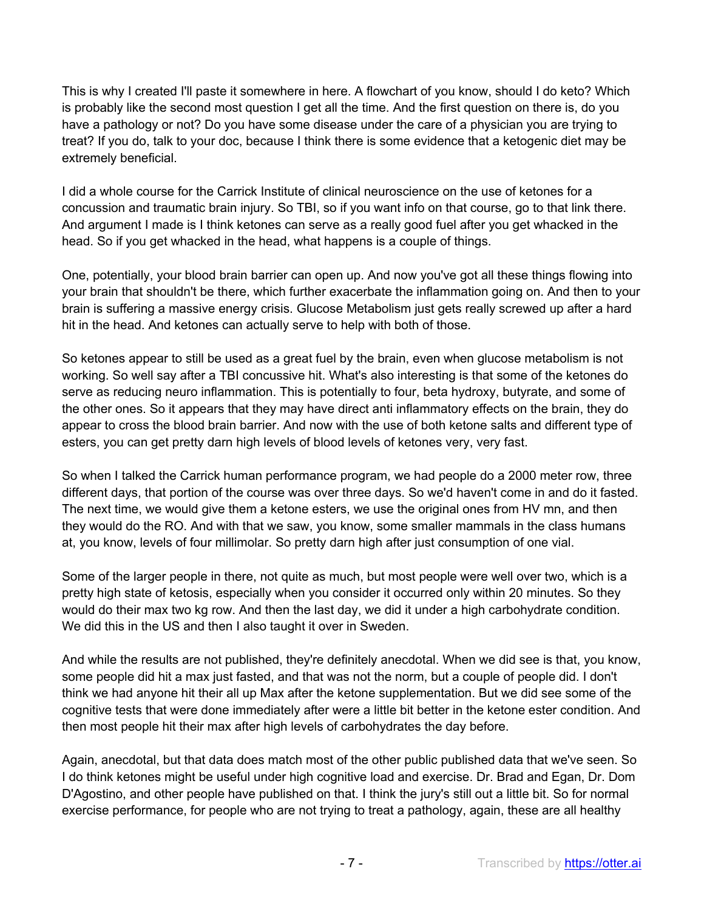This is why I created I'll paste it somewhere in here. A flowchart of you know, should I do keto? Which is probably like the second most question I get all the time. And the first question on there is, do you have a pathology or not? Do you have some disease under the care of a physician you are trying to treat? If you do, talk to your doc, because I think there is some evidence that a ketogenic diet may be extremely beneficial.

I did a whole course for the Carrick Institute of clinical neuroscience on the use of ketones for a concussion and traumatic brain injury. So TBI, so if you want info on that course, go to that link there. And argument I made is I think ketones can serve as a really good fuel after you get whacked in the head. So if you get whacked in the head, what happens is a couple of things.

One, potentially, your blood brain barrier can open up. And now you've got all these things flowing into your brain that shouldn't be there, which further exacerbate the inflammation going on. And then to your brain is suffering a massive energy crisis. Glucose Metabolism just gets really screwed up after a hard hit in the head. And ketones can actually serve to help with both of those.

So ketones appear to still be used as a great fuel by the brain, even when glucose metabolism is not working. So well say after a TBI concussive hit. What's also interesting is that some of the ketones do serve as reducing neuro inflammation. This is potentially to four, beta hydroxy, butyrate, and some of the other ones. So it appears that they may have direct anti inflammatory effects on the brain, they do appear to cross the blood brain barrier. And now with the use of both ketone salts and different type of esters, you can get pretty darn high levels of blood levels of ketones very, very fast.

So when I talked the Carrick human performance program, we had people do a 2000 meter row, three different days, that portion of the course was over three days. So we'd haven't come in and do it fasted. The next time, we would give them a ketone esters, we use the original ones from HV mn, and then they would do the RO. And with that we saw, you know, some smaller mammals in the class humans at, you know, levels of four millimolar. So pretty darn high after just consumption of one vial.

Some of the larger people in there, not quite as much, but most people were well over two, which is a pretty high state of ketosis, especially when you consider it occurred only within 20 minutes. So they would do their max two kg row. And then the last day, we did it under a high carbohydrate condition. We did this in the US and then I also taught it over in Sweden.

And while the results are not published, they're definitely anecdotal. When we did see is that, you know, some people did hit a max just fasted, and that was not the norm, but a couple of people did. I don't think we had anyone hit their all up Max after the ketone supplementation. But we did see some of the cognitive tests that were done immediately after were a little bit better in the ketone ester condition. And then most people hit their max after high levels of carbohydrates the day before.

Again, anecdotal, but that data does match most of the other public published data that we've seen. So I do think ketones might be useful under high cognitive load and exercise. Dr. Brad and Egan, Dr. Dom D'Agostino, and other people have published on that. I think the jury's still out a little bit. So for normal exercise performance, for people who are not trying to treat a pathology, again, these are all healthy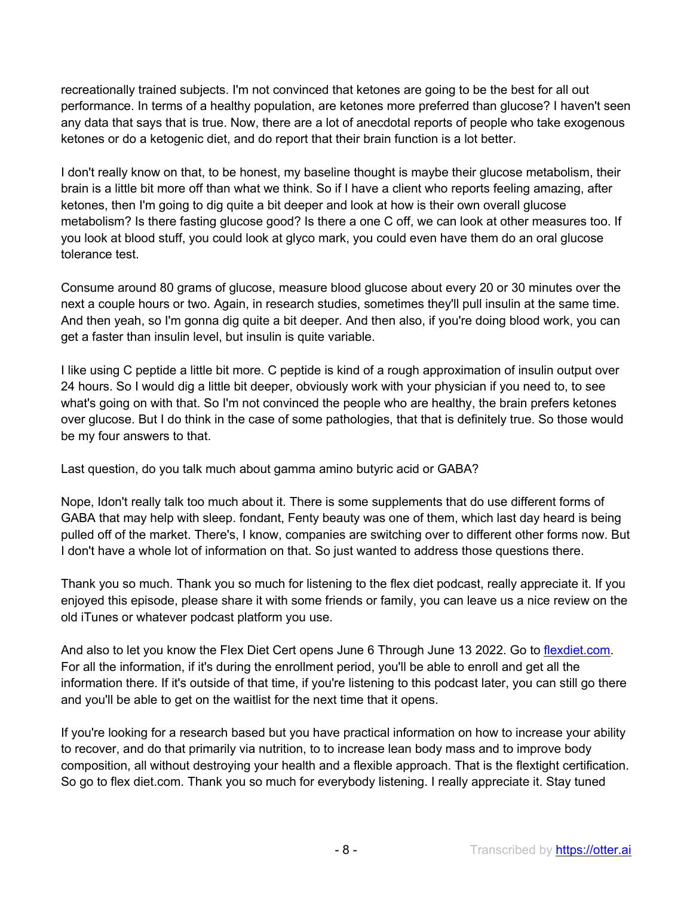recreationally trained subjects. I'm not convinced that ketones are going to be the best for all out performance. In terms of a healthy population, are ketones more preferred than glucose? I haven't seen any data that says that is true. Now, there are a lot of anecdotal reports of people who take exogenous ketones or do a ketogenic diet, and do report that their brain function is a lot better.

I don't really know on that, to be honest, my baseline thought is maybe their glucose metabolism, their brain is a little bit more off than what we think. So if I have a client who reports feeling amazing, after ketones, then I'm going to dig quite a bit deeper and look at how is their own overall glucose metabolism? Is there fasting glucose good? Is there a one C off, we can look at other measures too. If you look at blood stuff, you could look at glyco mark, you could even have them do an oral glucose tolerance test.

Consume around 80 grams of glucose, measure blood glucose about every 20 or 30 minutes over the next a couple hours or two. Again, in research studies, sometimes they'll pull insulin at the same time. And then yeah, so I'm gonna dig quite a bit deeper. And then also, if you're doing blood work, you can get a faster than insulin level, but insulin is quite variable.

I like using C peptide a little bit more. C peptide is kind of a rough approximation of insulin output over 24 hours. So I would dig a little bit deeper, obviously work with your physician if you need to, to see what's going on with that. So I'm not convinced the people who are healthy, the brain prefers ketones over glucose. But I do think in the case of some pathologies, that that is definitely true. So those would be my four answers to that.

Last question, do you talk much about gamma amino butyric acid or GABA?

Nope, Idon't really talk too much about it. There is some supplements that do use different forms of GABA that may help with sleep. fondant, Fenty beauty was one of them, which last day heard is being pulled off of the market. There's, I know, companies are switching over to different other forms now. But I don't have a whole lot of information on that. So just wanted to address those questions there.

Thank you so much. Thank you so much for listening to the flex diet podcast, really appreciate it. If you enjoyed this episode, please share it with some friends or family, you can leave us a nice review on the old iTunes or whatever podcast platform you use.

And also to let you know the Flex Diet Cert opens June 6 Through June 13 2022. Go to [flexdiet.com](flexdiet.com). For all the information, if it's during the enrollment period, you'll be able to enroll and get all the information there. If it's outside of that time, if you're listening to this podcast later, you can still go there and you'll be able to get on the waitlist for the next time that it opens.

If you're looking for a research based but you have practical information on how to increase your ability to recover, and do that primarily via nutrition, to to increase lean body mass and to improve body composition, all without destroying your health and a flexible approach. That is the flextight certification. So go to flex diet.com. Thank you so much for everybody listening. I really appreciate it. Stay tuned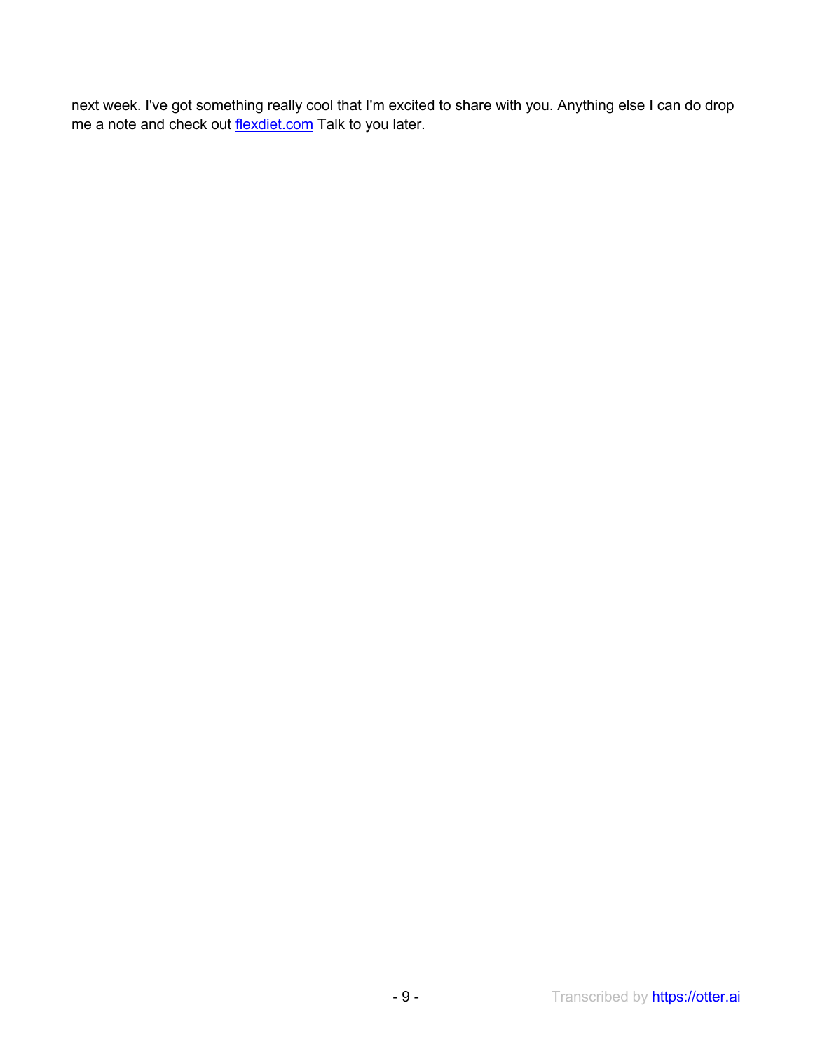next week. I've got something really cool that I'm excited to share with you. Anything else I can do drop me a note and check out [flexdiet.com](http://flexdiet.com) Talk to you later.